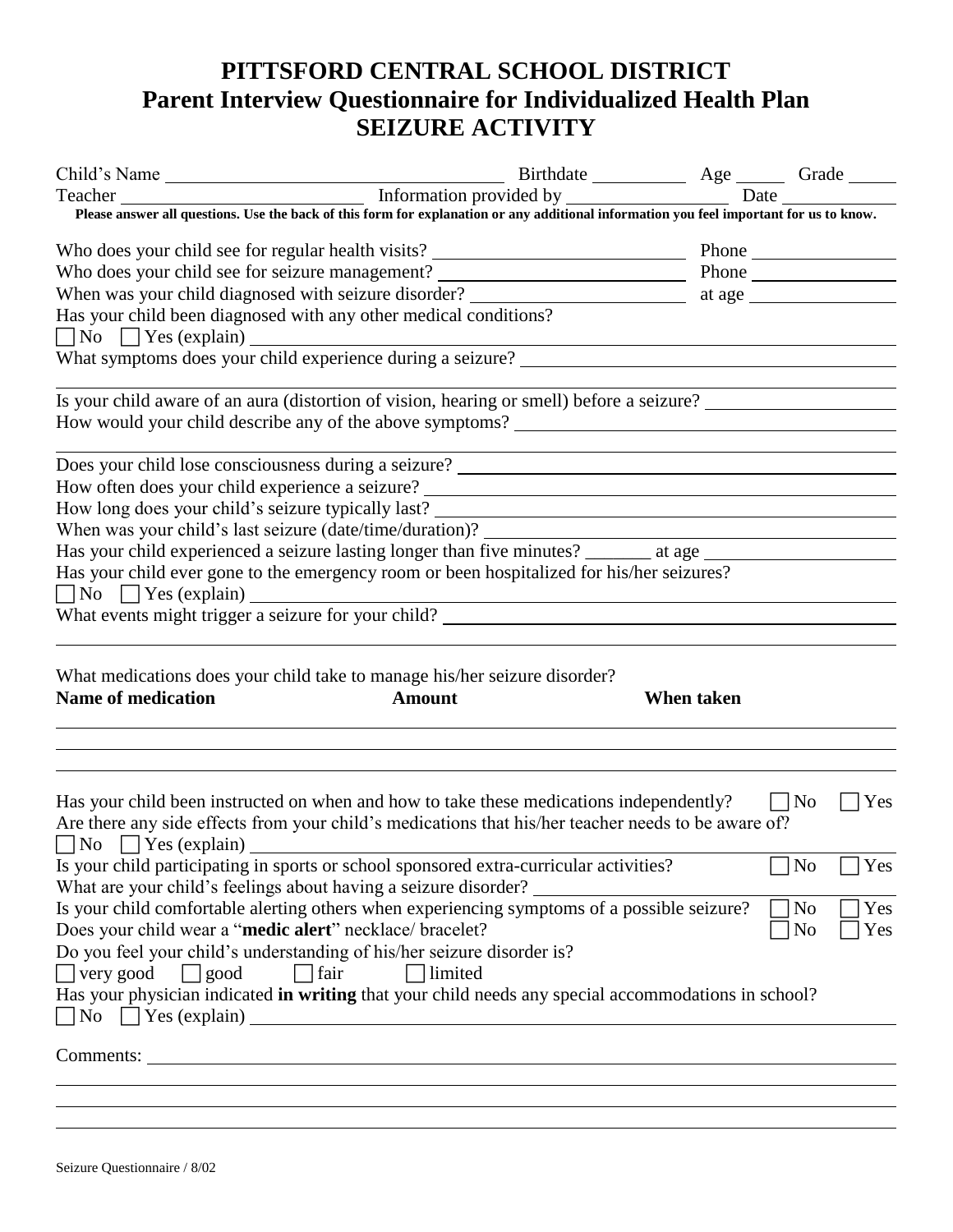# PITTSFORD CENTRAL SCHOOL DISTRICT
## Parent Interview Questionnaire for Individualized Health Plan
## SEIZURE ACTIVITY

Child's Name ______________________ Birthdate __________ Age _____ Grade _____

Teacher ______________________ Information provided by ________________ Date ____________

**Please answer all questions. Use the back of this form for explanation or any additional information you feel important for us to know.**

Who does your child see for regular health visits? ______________________ Phone ______________

Who does your child see for seizure management? ______________________ Phone ______________

When was your child diagnosed with seizure disorder? ______________________ at age ______________

Has your child been diagnosed with any other medical conditions?

☐ No ☐ Yes (explain) ____________________________________________

What symptoms does your child experience during a seizure? ____________________________________________

____________________________________________

Is your child aware of an aura (distortion of vision, hearing or smell) before a seizure? ______________

How would your child describe any of the above symptoms? ____________________________________________

____________________________________________

Does your child lose consciousness during a seizure? ____________________________________________

How often does your child experience a seizure? ____________________________________________

How long does your child's seizure typically last? ____________________________________________

When was your child's last seizure (date/time/duration)? ____________________________________________

Has your child experienced a seizure lasting longer than five minutes? _______ at age ______________

Has your child ever gone to the emergency room or been hospitalized for his/her seizures?

☐ No ☐ Yes (explain) ____________________________________________

What events might trigger a seizure for your child? ____________________________________________

____________________________________________

What medications does your child take to manage his/her seizure disorder?

| Name of medication | Amount | When taken |
|---|---|---|
| | | |
| | | |
| | | |

Has your child been instructed on when and how to take these medications independently? ☐ No ☐ Yes

Are there any side effects from your child's medications that his/her teacher needs to be aware of?

☐ No ☐ Yes (explain) ____________________________________________

Is your child participating in sports or school sponsored extra-curricular activities? ☐ No ☐ Yes

What are your child's feelings about having a seizure disorder? ____________________________________________

Is your child comfortable alerting others when experiencing symptoms of a possible seizure? ☐ No ☐ Yes

Does your child wear a "**medic alert**" necklace/ bracelet? ☐ No ☐ Yes

Do you feel your child's understanding of his/her seizure disorder is?

☐ very good ☐ good ☐ fair ☐ limited

Has your physician indicated **in writing** that your child needs any special accommodations in school?

☐ No ☐ Yes (explain) ____________________________________________

Comments: ____________________________________________

____________________________________________

____________________________________________

____________________________________________

Seizure Questionnaire / 8/02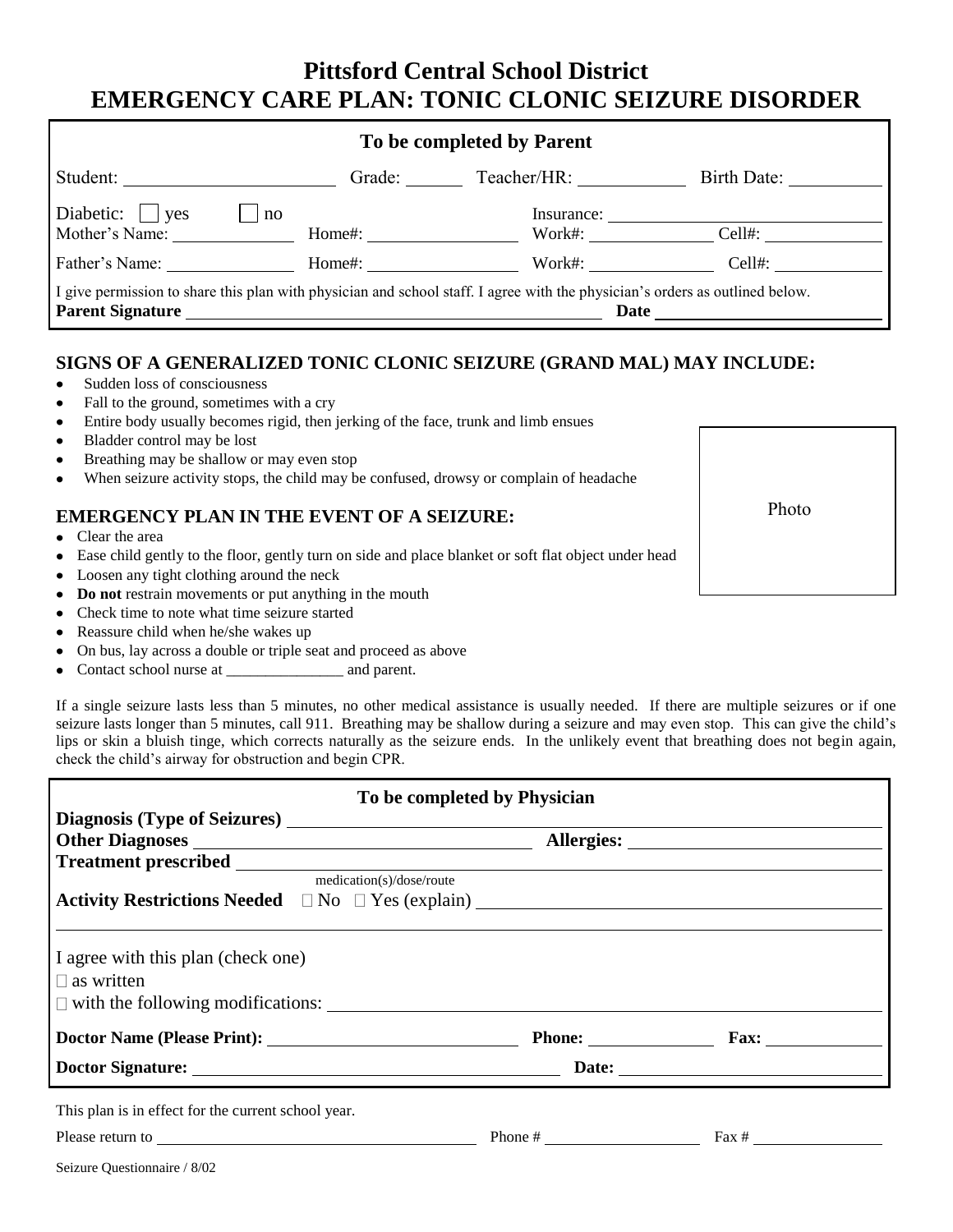# Pittsford Central School District
# EMERGENCY CARE PLAN: TONIC CLONIC SEIZURE DISORDER

**To be completed by Parent**

Student: ______________________ Grade: ______ Teacher/HR: ___________ Birth Date: __________

Diabetic: ☐ yes ☐ no Insurance: ______________________________

Mother's Name: ______________ Home#: ________________ Work#: ______________ Cell#: ____________

Father's Name: ______________ Home#: ________________ Work#: ______________ Cell#: ____________

I give permission to share this plan with physician and school staff. I agree with the physician's orders as outlined below.

**Parent Signature** ______________________________________________ **Date** ________________________

## SIGNS OF A GENERALIZED TONIC CLONIC SEIZURE (GRAND MAL) MAY INCLUDE:

- Sudden loss of consciousness
- Fall to the ground, sometimes with a cry
- Entire body usually becomes rigid, then jerking of the face, trunk and limb ensues
- Bladder control may be lost
- Breathing may be shallow or may even stop
- When seizure activity stops, the child may be confused, drowsy or complain of headache

Photo

## EMERGENCY PLAN IN THE EVENT OF A SEIZURE:

- Clear the area
- Ease child gently to the floor, gently turn on side and place blanket or soft flat object under head
- Loosen any tight clothing around the neck
- **Do not** restrain movements or put anything in the mouth
- Check time to note what time seizure started
- Reassure child when he/she wakes up
- On bus, lay across a double or triple seat and proceed as above
- Contact school nurse at _______________ and parent.

If a single seizure lasts less than 5 minutes, no other medical assistance is usually needed. If there are multiple seizures or if one seizure lasts longer than 5 minutes, call 911. Breathing may be shallow during a seizure and may even stop. This can give the child's lips or skin a bluish tinge, which corrects naturally as the seizure ends. In the unlikely event that breathing does not begin again, check the child's airway for obstruction and begin CPR.

**To be completed by Physician**

**Diagnosis (Type of Seizures)** ______________________________________________

**Other Diagnoses** ___________________________________ **Allergies:** ___________________________

**Treatment prescribed** ______________________________________________
medication(s)/dose/route

**Activity Restrictions Needed** ☐ No ☐ Yes (explain) ______________________________________________

______________________________________________

I agree with this plan (check one)

☐ as written

☐ with the following modifications: ______________________________________________

**Doctor Name (Please Print):** ____________________________ **Phone:** ______________ **Fax:** ____________

**Doctor Signature:** __________________________________________ **Date:** ____________________________

This plan is in effect for the current school year.

Please return to ________________________________________ Phone # ___________________ Fax # ________________

Seizure Questionnaire / 8/02